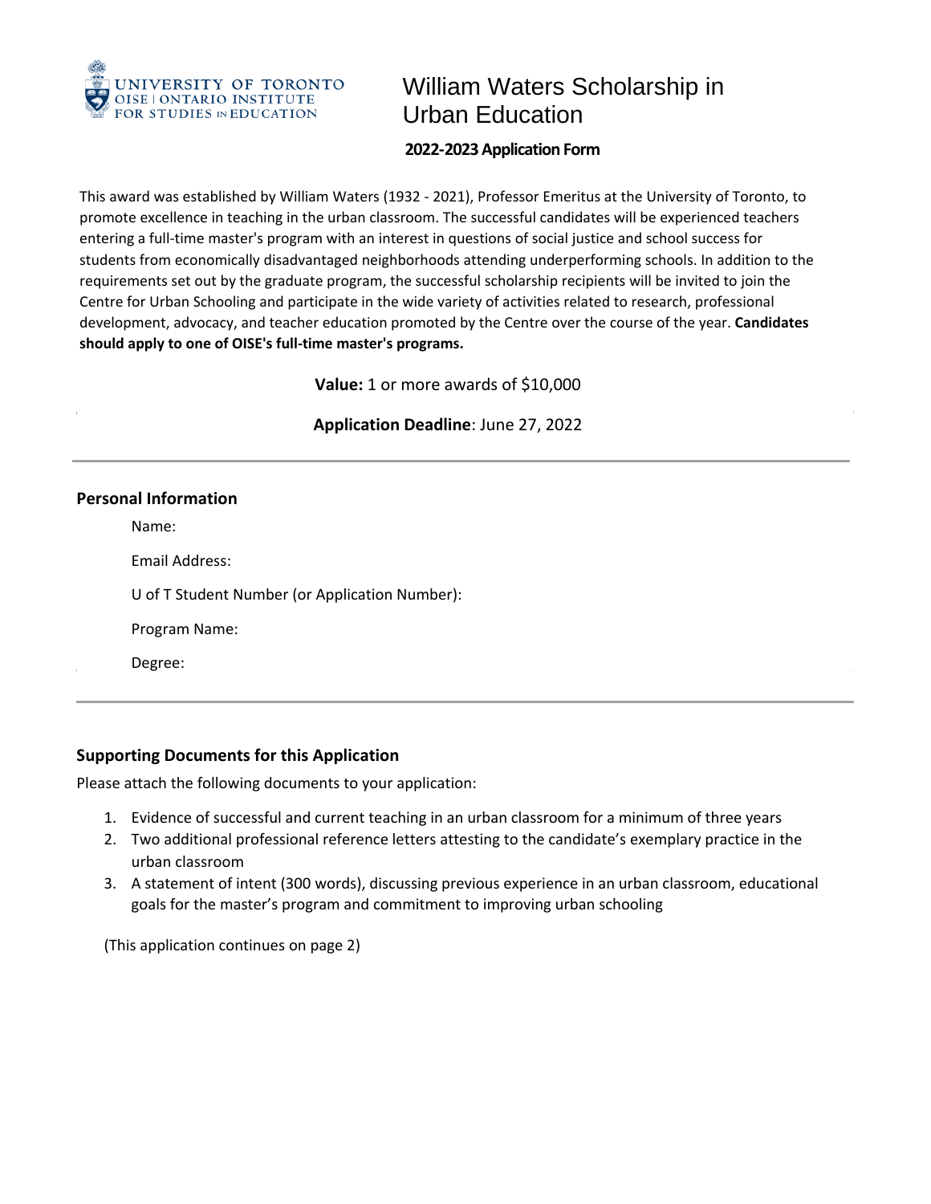UNIVERSITY OF TORONTO
OISE | ONTARIO INSTITUTE FOR STUDIES IN EDUCATION

# William Waters Scholarship in Urban Education

**2022-2023 Application Form**

This award was established by William Waters (1932 - 2021), Professor Emeritus at the University of Toronto, to promote excellence in teaching in the urban classroom. The successful candidates will be experienced teachers entering a full-time master's program with an interest in questions of social justice and school success for students from economically disadvantaged neighborhoods attending underperforming schools. In addition to the requirements set out by the graduate program, the successful scholarship recipients will be invited to join the Centre for Urban Schooling and participate in the wide variety of activities related to research, professional development, advocacy, and teacher education promoted by the Centre over the course of the year. **Candidates should apply to one of OISE's full-time master's programs.**

**Value:** 1 or more awards of $10,000

**Application Deadline**: June 27, 2022

---

## Personal Information

Name:

Email Address:

U of T Student Number (or Application Number):

Program Name:

Degree:

---

## Supporting Documents for this Application

Please attach the following documents to your application:

1. Evidence of successful and current teaching in an urban classroom for a minimum of three years
2. Two additional professional reference letters attesting to the candidate's exemplary practice in the urban classroom
3. A statement of intent (300 words), discussing previous experience in an urban classroom, educational goals for the master's program and commitment to improving urban schooling

(This application continues on page 2)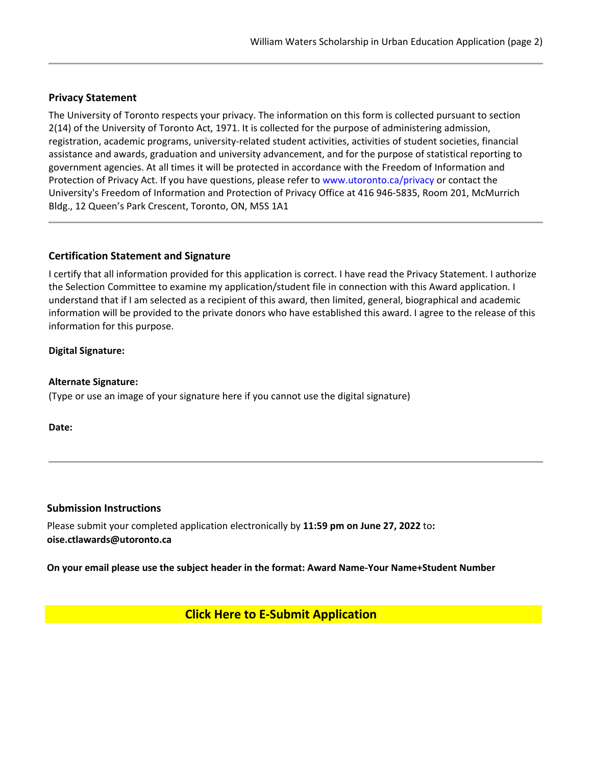## Privacy Statement

The University of Toronto respects your privacy. The information on this form is collected pursuant to section 2(14) of the University of Toronto Act, 1971. It is collected for the purpose of administering admission, registration, academic programs, university-related student activities, activities of student societies, financial assistance and awards, graduation and university advancement, and for the purpose of statistical reporting to government agencies. At all times it will be protected in accordance with the Freedom of Information and Protection of Privacy Act. If you have questions, please refer to www.utoronto.ca/privacy or contact the University's Freedom of Information and Protection of Privacy Office at 416 946-5835, Room 201, McMurrich Bldg., 12 Queen's Park Crescent, Toronto, ON, M5S 1A1

## Certification Statement and Signature

I certify that all information provided for this application is correct. I have read the Privacy Statement. I authorize the Selection Committee to examine my application/student file in connection with this Award application. I understand that if I am selected as a recipient of this award, then limited, general, biographical and academic information will be provided to the private donors who have established this award. I agree to the release of this information for this purpose.

**Digital Signature:**

**Alternate Signature:**
(Type or use an image of your signature here if you cannot use the digital signature)

**Date:**

## Submission Instructions

Please submit your completed application electronically by **11:59 pm on June 27, 2022** to**:**
**oise.ctlawards@utoronto.ca**

**On your email please use the subject header in the format: Award Name-Your Name+Student Number**

**Click Here to E-Submit Application**